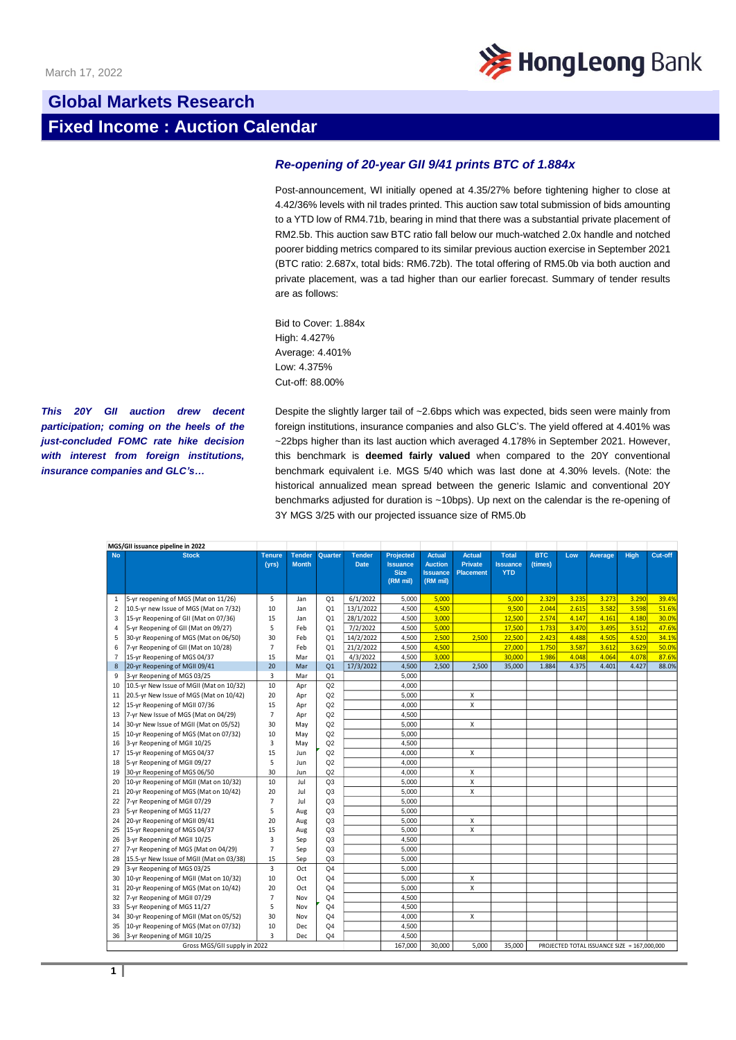March 17, 2022

# Global Markets Research

## Fixed Income : Auction Calendar

### *Re-opening of 20-year GII 9/41 prints BTC of 1.884x*

Post-announcement, WI initially opened at 4.35/27% before tightening higher to close at 4.42/36% levels with nil trades printed. This auction saw total submission of bids amounting to a YTD low of RM4.71b, bearing in mind that there was a substantial private placement of RM2.5b. This auction saw BTC ratio fall below our much-watched 2.0x handle and notched poorer bidding metrics compared to its similar previous auction exercise in September 2021 (BTC ratio: 2.687x, total bids: RM6.72b). The total offering of RM5.0b via both auction and private placement, was a tad higher than our earlier forecast. Summary of tender results are as follows:

Bid to Cover: 1.884x
High: 4.427%
Average: 4.401%
Low: 4.375%
Cut-off: 88.00%

***This 20Y GII auction drew decent participation; coming on the heels of the just-concluded FOMC rate hike decision with interest from foreign institutions, insurance companies and GLC's…***

Despite the slightly larger tail of ~2.6bps which was expected, bids seen were mainly from foreign institutions, insurance companies and also GLC's. The yield offered at 4.401% was ~22bps higher than its last auction which averaged 4.178% in September 2021. However, this benchmark is **deemed fairly valued** when compared to the 20Y conventional benchmark equivalent i.e. MGS 5/40 which was last done at 4.30% levels. (Note: the historical annualized mean spread between the generic Islamic and conventional 20Y benchmarks adjusted for duration is ~10bps). Up next on the calendar is the re-opening of 3Y MGS 3/25 with our projected issuance size of RM5.0b

**MGS/GII issuance pipeline in 2022**

| No | Stock | Tenure (yrs) | Tender Month | Quarter | Tender Date | Projected Issuance Size (RM mil) | Actual Auction Issuance (RM mil) | Actual Private Placement | Total Issuance YTD | BTC (times) | Low | Average | High | Cut-off |
|---|---|---|---|---|---|---|---|---|---|---|---|---|---|---|
| 1 | 5-yr reopening of MGS (Mat on 11/26) | 5 | Jan | Q1 | 6/1/2022 | 5,000 | 5,000 | | 5,000 | 2.329 | 3.235 | 3.273 | 3.290 | 39.4% |
| 2 | 10.5-yr new Issue of MGS (Mat on 7/32) | 10 | Jan | Q1 | 13/1/2022 | 4,500 | 4,500 | | 9,500 | 2.044 | 2.615 | 3.582 | 3.598 | 51.6% |
| 3 | 15-yr Reopening of GII (Mat on 07/36) | 15 | Jan | Q1 | 28/1/2022 | 4,500 | 3,000 | | 12,500 | 2.574 | 4.147 | 4.161 | 4.180 | 30.0% |
| 4 | 5-yr Reopening of GII (Mat on 09/27) | 5 | Feb | Q1 | 7/2/2022 | 4,500 | 5,000 | | 17,500 | 1.733 | 3.470 | 3.495 | 3.512 | 47.6% |
| 5 | 30-yr Reopening of MGS (Mat on 06/50) | 30 | Feb | Q1 | 14/2/2022 | 4,500 | 2,500 | 2,500 | 22,500 | 2.423 | 4.488 | 4.505 | 4.520 | 34.1% |
| 6 | 7-yr Reopening of GII (Mat on 10/28) | 7 | Feb | Q1 | 21/2/2022 | 4,500 | 4,500 | | 27,000 | 1.750 | 3.587 | 3.612 | 3.629 | 50.0% |
| 7 | 15-yr Reopening of MGS 04/37 | 15 | Mar | Q1 | 4/3/2022 | 4,500 | 3,000 | | 30,000 | 1.986 | 4.048 | 4.064 | 4.078 | 87.6% |
| 8 | 20-yr Reopening of MGII 09/41 | 20 | Mar | Q1 | 17/3/2022 | 4,500 | 2,500 | 2,500 | 35,000 | 1.884 | 4.375 | 4.401 | 4.427 | 88.0% |
| 9 | 3-yr Reopening of MGS 03/25 | 3 | Mar | Q1 | | 5,000 | | | | | | | | |
| 10 | 10.5-yr New Issue of MGII (Mat on 10/32) | 10 | Apr | Q2 | | 4,000 | | | | | | | | |
| 11 | 20.5-yr New Issue of MGS (Mat on 10/42) | 20 | Apr | Q2 | | 5,000 | | X | | | | | | |
| 12 | 15-yr Reopening of MGII 07/36 | 15 | Apr | Q2 | | 4,000 | | X | | | | | | |
| 13 | 7-yr New Issue of MGS (Mat on 04/29) | 7 | Apr | Q2 | | 4,500 | | | | | | | | |
| 14 | 30-yr New Issue of MGII (Mat on 05/52) | 30 | May | Q2 | | 5,000 | | X | | | | | | |
| 15 | 10-yr Reopening of MGS (Mat on 07/32) | 10 | May | Q2 | | 5,000 | | | | | | | | |
| 16 | 3-yr Reopening of MGII 10/25 | 3 | May | Q2 | | 4,500 | | | | | | | | |
| 17 | 15-yr Reopening of MGS 04/37 | 15 | Jun | Q2 | | 4,000 | | X | | | | | | |
| 18 | 5-yr Reopening of MGII 09/27 | 5 | Jun | Q2 | | 4,000 | | | | | | | | |
| 19 | 30-yr Reopening of MGS 06/50 | 30 | Jun | Q2 | | 4,000 | | X | | | | | | |
| 20 | 10-yr Reopening of MGII (Mat on 10/32) | 10 | Jul | Q3 | | 5,000 | | X | | | | | | |
| 21 | 20-yr Reopening of MGS (Mat on 10/42) | 20 | Jul | Q3 | | 5,000 | | X | | | | | | |
| 22 | 7-yr Reopening of MGII 07/29 | 7 | Jul | Q3 | | 5,000 | | | | | | | | |
| 23 | 5-yr Reopening of MGS 11/27 | 5 | Aug | Q3 | | 5,000 | | | | | | | | |
| 24 | 20-yr Reopening of MGII 09/41 | 20 | Aug | Q3 | | 5,000 | | X | | | | | | |
| 25 | 15-yr Reopening of MGS 04/37 | 15 | Aug | Q3 | | 5,000 | | X | | | | | | |
| 26 | 3-yr Reopening of MGII 10/25 | 3 | Sep | Q3 | | 4,500 | | | | | | | | |
| 27 | 7-yr Reopening of MGS (Mat on 04/29) | 7 | Sep | Q3 | | 5,000 | | | | | | | | |
| 28 | 15.5-yr New Issue of MGII (Mat on 03/38) | 15 | Sep | Q3 | | 5,000 | | | | | | | | |
| 29 | 3-yr Reopening of MGS 03/25 | 3 | Oct | Q4 | | 5,000 | | | | | | | | |
| 30 | 10-yr Reopening of MGII (Mat on 10/32) | 10 | Oct | Q4 | | 5,000 | | X | | | | | | |
| 31 | 20-yr Reopening of MGS (Mat on 10/42) | 20 | Oct | Q4 | | 5,000 | | X | | | | | | |
| 32 | 7-yr Reopening of MGII 07/29 | 7 | Nov | Q4 | | 4,500 | | | | | | | | |
| 33 | 5-yr Reopening of MGS 11/27 | 5 | Nov | Q4 | | 4,500 | | | | | | | | |
| 34 | 30-yr Reopening of MGII (Mat on 05/52) | 30 | Nov | Q4 | | 4,000 | | X | | | | | | |
| 35 | 10-yr Reopening of MGS (Mat on 07/32) | 10 | Dec | Q4 | | 4,500 | | | | | | | | |
| 36 | 3-yr Reopening of MGII 10/25 | 3 | Dec | Q4 | | 4,500 | | | | | | | | |
| | Gross MGS/GII supply in 2022 | | | | | 167,000 | 30,000 | 5,000 | 35,000 | PROJECTED TOTAL ISSUANCE SIZE = 167,000,000 | | | | |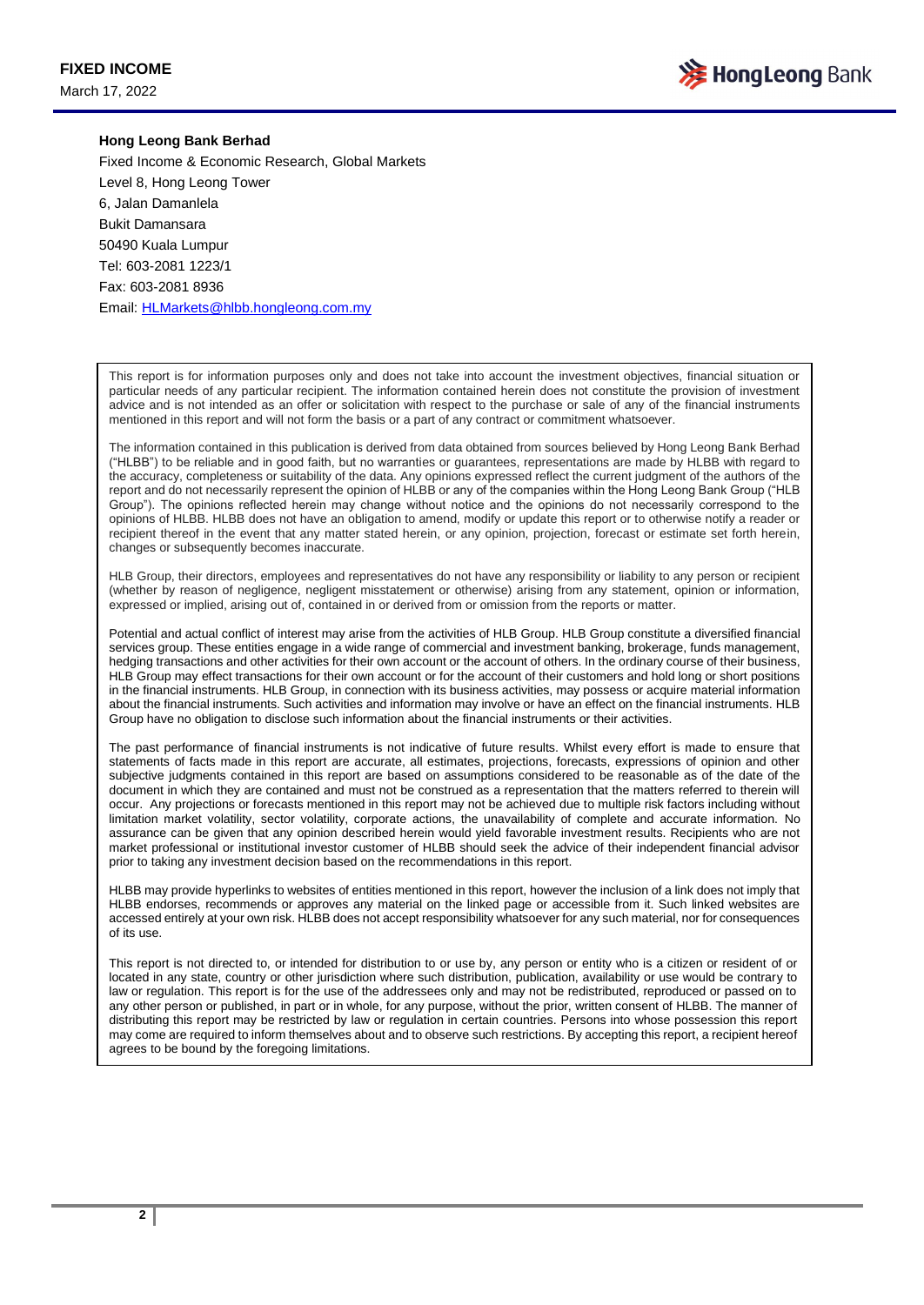**Hong Leong Bank Berhad**

Fixed Income & Economic Research, Global Markets
Level 8, Hong Leong Tower
6, Jalan Damanlela
Bukit Damansara
50490 Kuala Lumpur
Tel: 603-2081 1223/1
Fax: 603-2081 8936
Email: HLMarkets@hlbb.hongleong.com.my

This report is for information purposes only and does not take into account the investment objectives, financial situation or particular needs of any particular recipient. The information contained herein does not constitute the provision of investment advice and is not intended as an offer or solicitation with respect to the purchase or sale of any of the financial instruments mentioned in this report and will not form the basis or a part of any contract or commitment whatsoever.

The information contained in this publication is derived from data obtained from sources believed by Hong Leong Bank Berhad ("HLBB") to be reliable and in good faith, but no warranties or guarantees, representations are made by HLBB with regard to the accuracy, completeness or suitability of the data. Any opinions expressed reflect the current judgment of the authors of the report and do not necessarily represent the opinion of HLBB or any of the companies within the Hong Leong Bank Group ("HLB Group"). The opinions reflected herein may change without notice and the opinions do not necessarily correspond to the opinions of HLBB. HLBB does not have an obligation to amend, modify or update this report or to otherwise notify a reader or recipient thereof in the event that any matter stated herein, or any opinion, projection, forecast or estimate set forth herein, changes or subsequently becomes inaccurate.

HLB Group, their directors, employees and representatives do not have any responsibility or liability to any person or recipient (whether by reason of negligence, negligent misstatement or otherwise) arising from any statement, opinion or information, expressed or implied, arising out of, contained in or derived from or omission from the reports or matter.

Potential and actual conflict of interest may arise from the activities of HLB Group. HLB Group constitute a diversified financial services group. These entities engage in a wide range of commercial and investment banking, brokerage, funds management, hedging transactions and other activities for their own account or the account of others. In the ordinary course of their business, HLB Group may effect transactions for their own account or for the account of their customers and hold long or short positions in the financial instruments. HLB Group, in connection with its business activities, may possess or acquire material information about the financial instruments. Such activities and information may involve or have an effect on the financial instruments. HLB Group have no obligation to disclose such information about the financial instruments or their activities.

The past performance of financial instruments is not indicative of future results. Whilst every effort is made to ensure that statements of facts made in this report are accurate, all estimates, projections, forecasts, expressions of opinion and other subjective judgments contained in this report are based on assumptions considered to be reasonable as of the date of the document in which they are contained and must not be construed as a representation that the matters referred to therein will occur. Any projections or forecasts mentioned in this report may not be achieved due to multiple risk factors including without limitation market volatility, sector volatility, corporate actions, the unavailability of complete and accurate information. No assurance can be given that any opinion described herein would yield favorable investment results. Recipients who are not market professional or institutional investor customer of HLBB should seek the advice of their independent financial advisor prior to taking any investment decision based on the recommendations in this report.

HLBB may provide hyperlinks to websites of entities mentioned in this report, however the inclusion of a link does not imply that HLBB endorses, recommends or approves any material on the linked page or accessible from it. Such linked websites are accessed entirely at your own risk. HLBB does not accept responsibility whatsoever for any such material, nor for consequences of its use.

This report is not directed to, or intended for distribution to or use by, any person or entity who is a citizen or resident of or located in any state, country or other jurisdiction where such distribution, publication, availability or use would be contrary to law or regulation. This report is for the use of the addressees only and may not be redistributed, reproduced or passed on to any other person or published, in part or in whole, for any purpose, without the prior, written consent of HLBB. The manner of distributing this report may be restricted by law or regulation in certain countries. Persons into whose possession this report may come are required to inform themselves about and to observe such restrictions. By accepting this report, a recipient hereof agrees to be bound by the foregoing limitations.